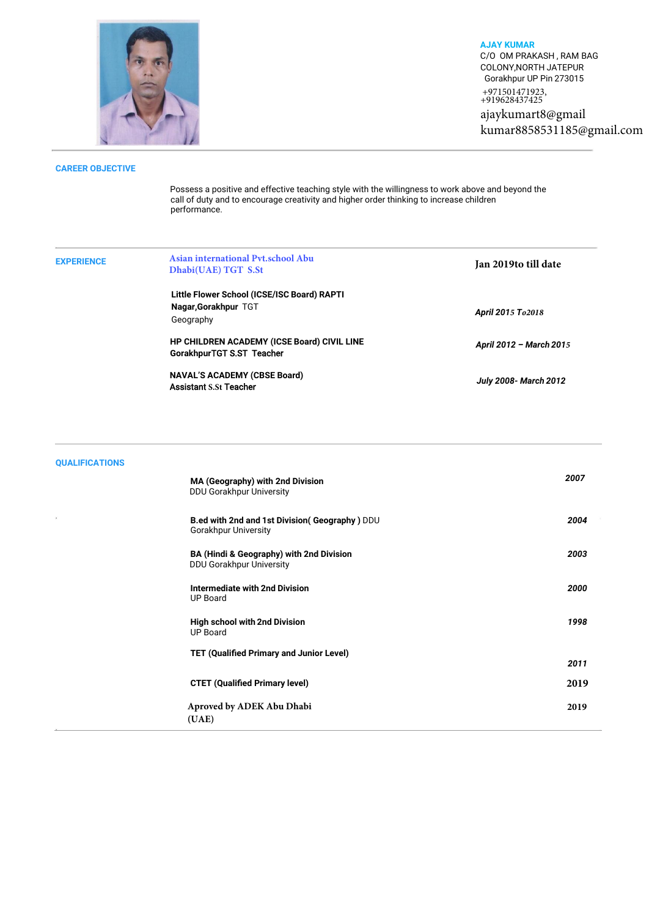**AJAY KUMAR**
C/O OM PRAKASH , RAM BAG COLONY,NORTH JATEPUR
Gorakhpur UP Pin 273015
+971501471923,
+919628437425
ajaykumart8@gmail
kumar8858531185@gmail.com

## CAREER OBJECTIVE

Possess a positive and effective teaching style with the willingness to work above and beyond the call of duty and to encourage creativity and higher order thinking to increase children performance.

## EXPERIENCE

| | |
|---|---|
| Asian international Pvt.school Abu Dhabi(UAE) TGT S.St | **Jan 2019to till date** |
| **Little Flower School (ICSE/ISC Board) RAPTI Nagar,Gorakhpur** TGT Geography | ***April 2015 To2018*** |
| **HP CHILDREN ACADEMY (ICSE Board) CIVIL LINE GorakhpurTGT S.ST Teacher** | ***April 2012 – March 2015*** |
| **NAVAL'S ACADEMY (CBSE Board) Assistant S.St Teacher** | ***July 2008- March 2012*** |

## QUALIFICATIONS

| | |
|---|---|
| **MA (Geography) with 2nd Division** DDU Gorakhpur University | ***2007*** |
| **B.ed with 2nd and 1st Division( Geography )** DDU Gorakhpur University | ***2004*** |
| **BA (Hindi & Geography) with 2nd Division** DDU Gorakhpur University | ***2003*** |
| **Intermediate with 2nd Division** UP Board | ***2000*** |
| **High school with 2nd Division** UP Board | ***1998*** |
| **TET (Qualified Primary and Junior Level)** | ***2011*** |
| **CTET (Qualified Primary level)** | **2019** |
| **Aproved by ADEK Abu Dhabi (UAE)** | **2019** |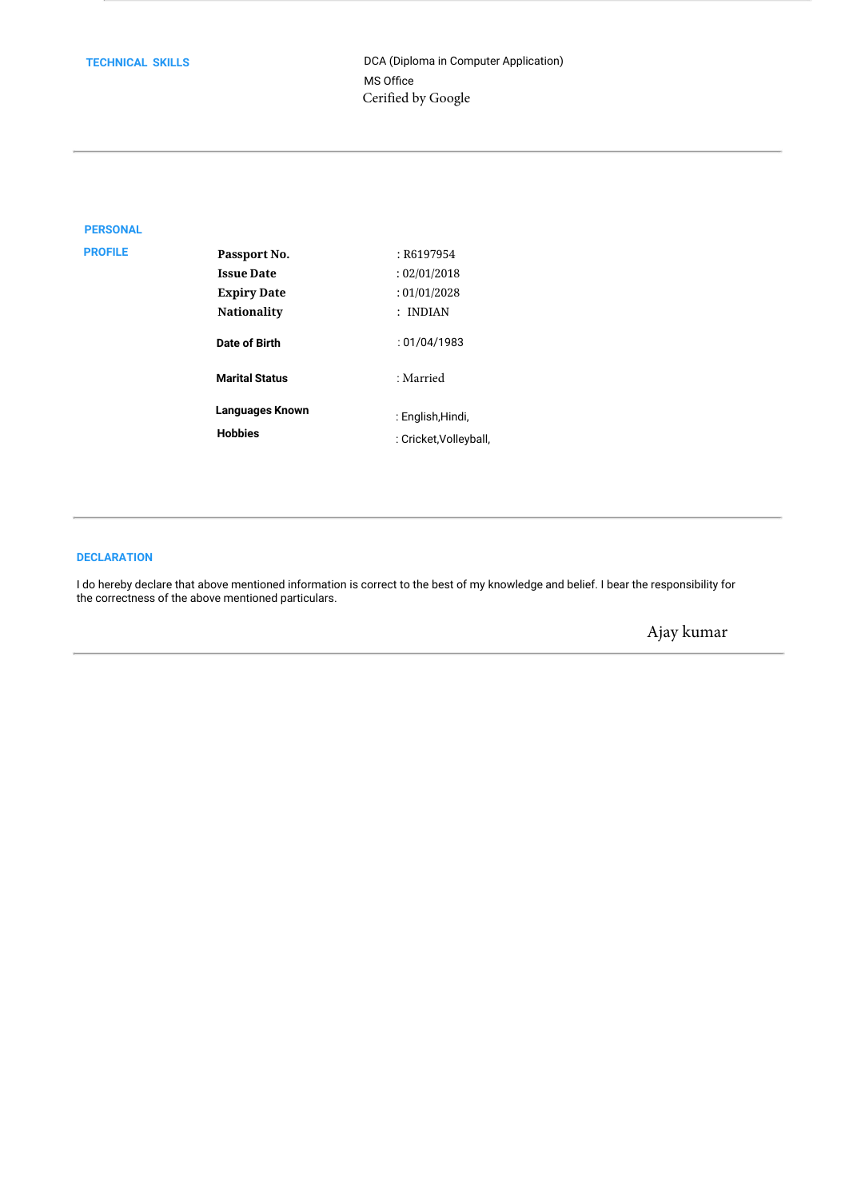## TECHNICAL SKILLS

DCA (Diploma in Computer Application)
MS Office
Cerified by Google

## PERSONAL PROFILE

| | |
|---|---|
| **Passport No.** | : R6197954 |
| **Issue Date** | : 02/01/2018 |
| **Expiry Date** | : 01/01/2028 |
| **Nationality** | : INDIAN |
| **Date of Birth** | : 01/04/1983 |
| **Marital Status** | : Married |
| **Languages Known** | : English,Hindi, |
| **Hobbies** | : Cricket,Volleyball, |

## DECLARATION

I do hereby declare that above mentioned information is correct to the best of my knowledge and belief. I bear the responsibility for the correctness of the above mentioned particulars.

Ajay kumar